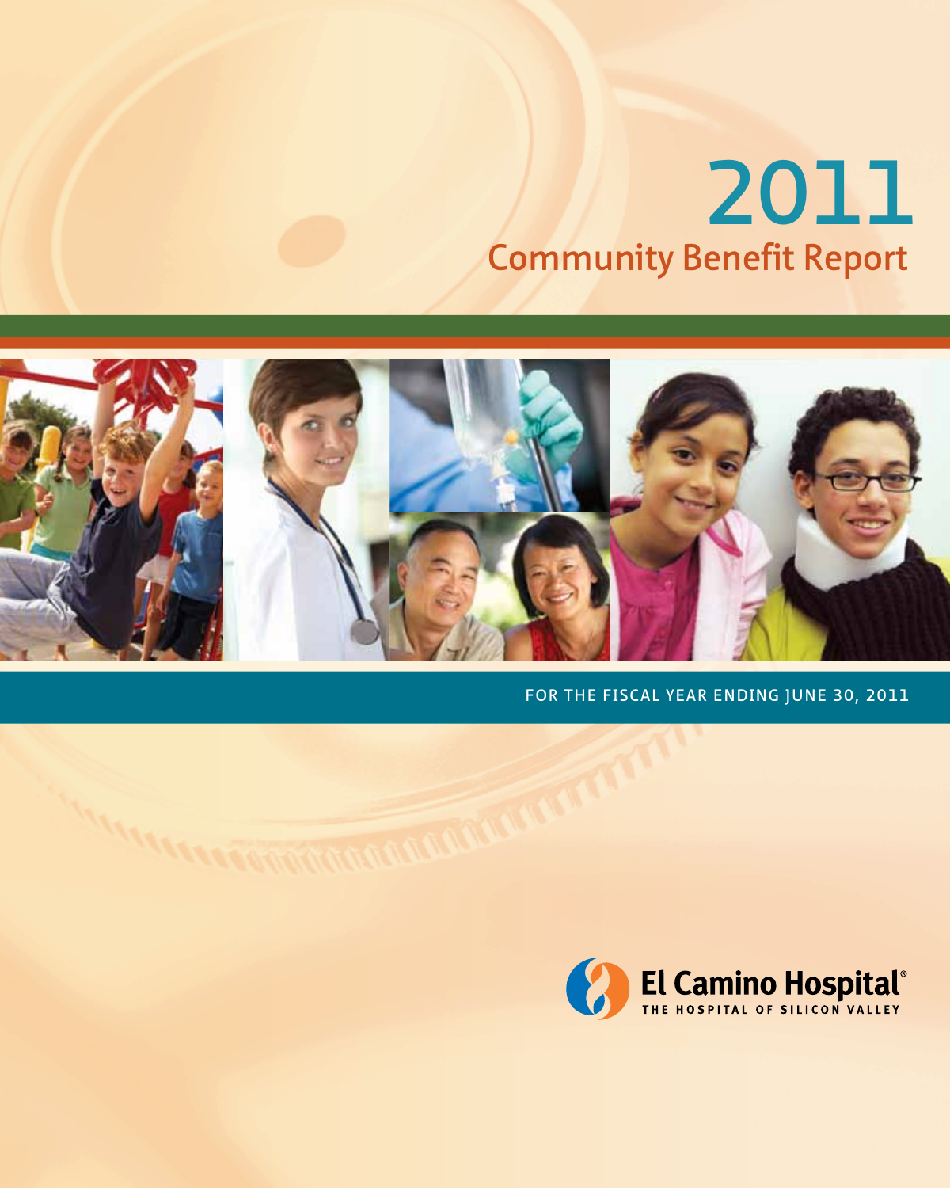# 2011

## Community Benefit Report

FOR THE FISCAL YEAR ENDING JUNE 30, 2011

El Camino Hospital®

THE HOSPITAL OF SILICON VALLEY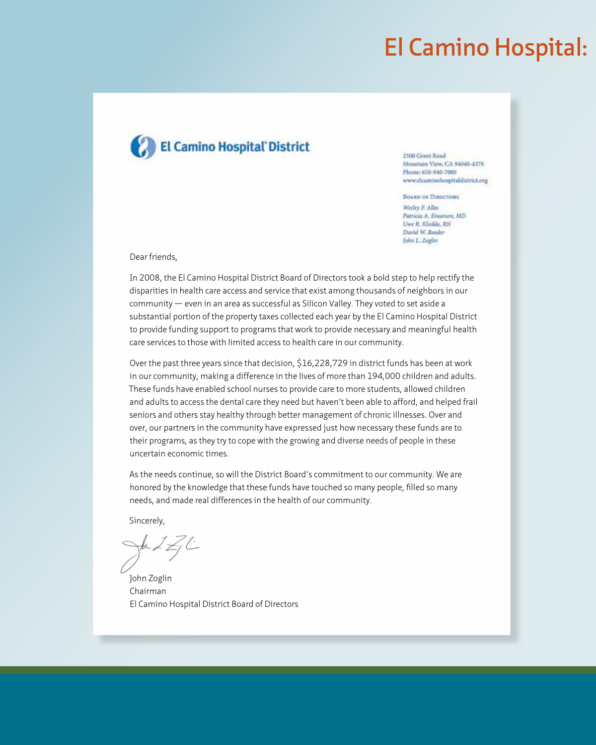# El Camino Hospital:

El Camino Hospital® District

2500 Grant Road
Mountain View, CA 94040-4378
Phone: 650-940-7000
www.elcaminohospitaldistrict.org

Board of Directors

*Wesley F. Alles*
*Patricia A. Einarson, MD*
*Uwe R. Kladde, RN*
*David W. Reeder*
*John L. Zoglin*

Dear friends,

In 2008, the El Camino Hospital District Board of Directors took a bold step to help rectify the disparities in health care access and service that exist among thousands of neighbors in our community — even in an area as successful as Silicon Valley. They voted to set aside a substantial portion of the property taxes collected each year by the El Camino Hospital District to provide funding support to programs that work to provide necessary and meaningful health care services to those with limited access to health care in our community.

Over the past three years since that decision, $16,228,729 in district funds has been at work in our community, making a difference in the lives of more than 194,000 children and adults. These funds have enabled school nurses to provide care to more students, allowed children and adults to access the dental care they need but haven't been able to afford, and helped frail seniors and others stay healthy through better management of chronic illnesses. Over and over, our partners in the community have expressed just how necessary these funds are to their programs, as they try to cope with the growing and diverse needs of people in these uncertain economic times.

As the needs continue, so will the District Board's commitment to our community. We are honored by the knowledge that these funds have touched so many people, filled so many needs, and made real differences in the health of our community.

Sincerely,

John Zoglin
Chairman
El Camino Hospital District Board of Directors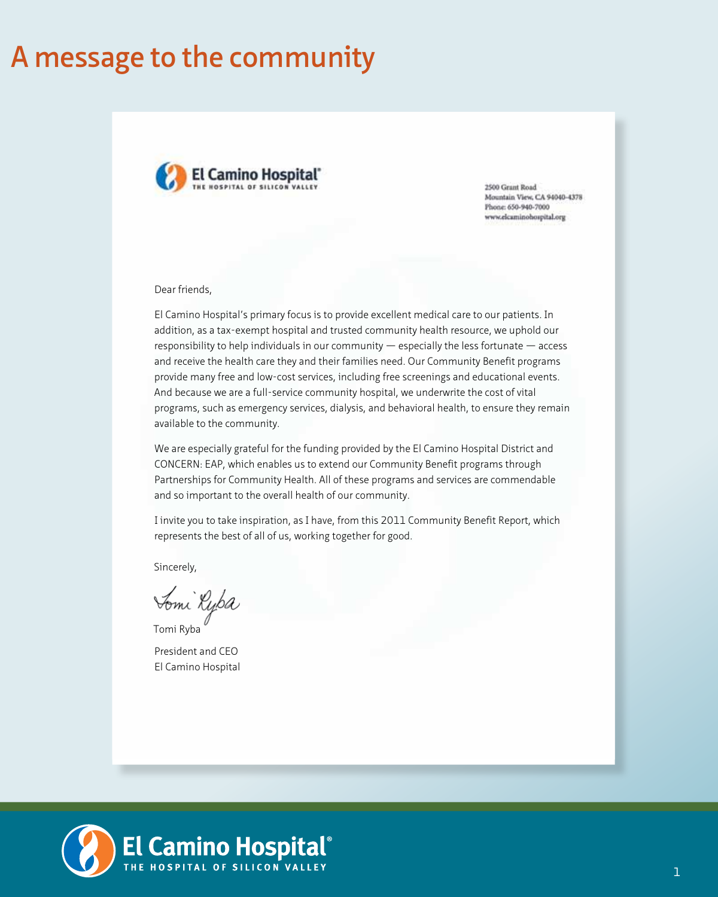# A message to the community

El Camino Hospital
THE HOSPITAL OF SILICON VALLEY

2500 Grant Road
Mountain View, CA 94040-4378
Phone: 650-940-7000
www.elcaminohospital.org

Dear friends,

El Camino Hospital's primary focus is to provide excellent medical care to our patients. In addition, as a tax-exempt hospital and trusted community health resource, we uphold our responsibility to help individuals in our community — especially the less fortunate — access and receive the health care they and their families need. Our Community Benefit programs provide many free and low-cost services, including free screenings and educational events. And because we are a full-service community hospital, we underwrite the cost of vital programs, such as emergency services, dialysis, and behavioral health, to ensure they remain available to the community.

We are especially grateful for the funding provided by the El Camino Hospital District and CONCERN: EAP, which enables us to extend our Community Benefit programs through Partnerships for Community Health. All of these programs and services are commendable and so important to the overall health of our community.

I invite you to take inspiration, as I have, from this 2011 Community Benefit Report, which represents the best of all of us, working together for good.

Sincerely,

Tomi Ryba

President and CEO
El Camino Hospital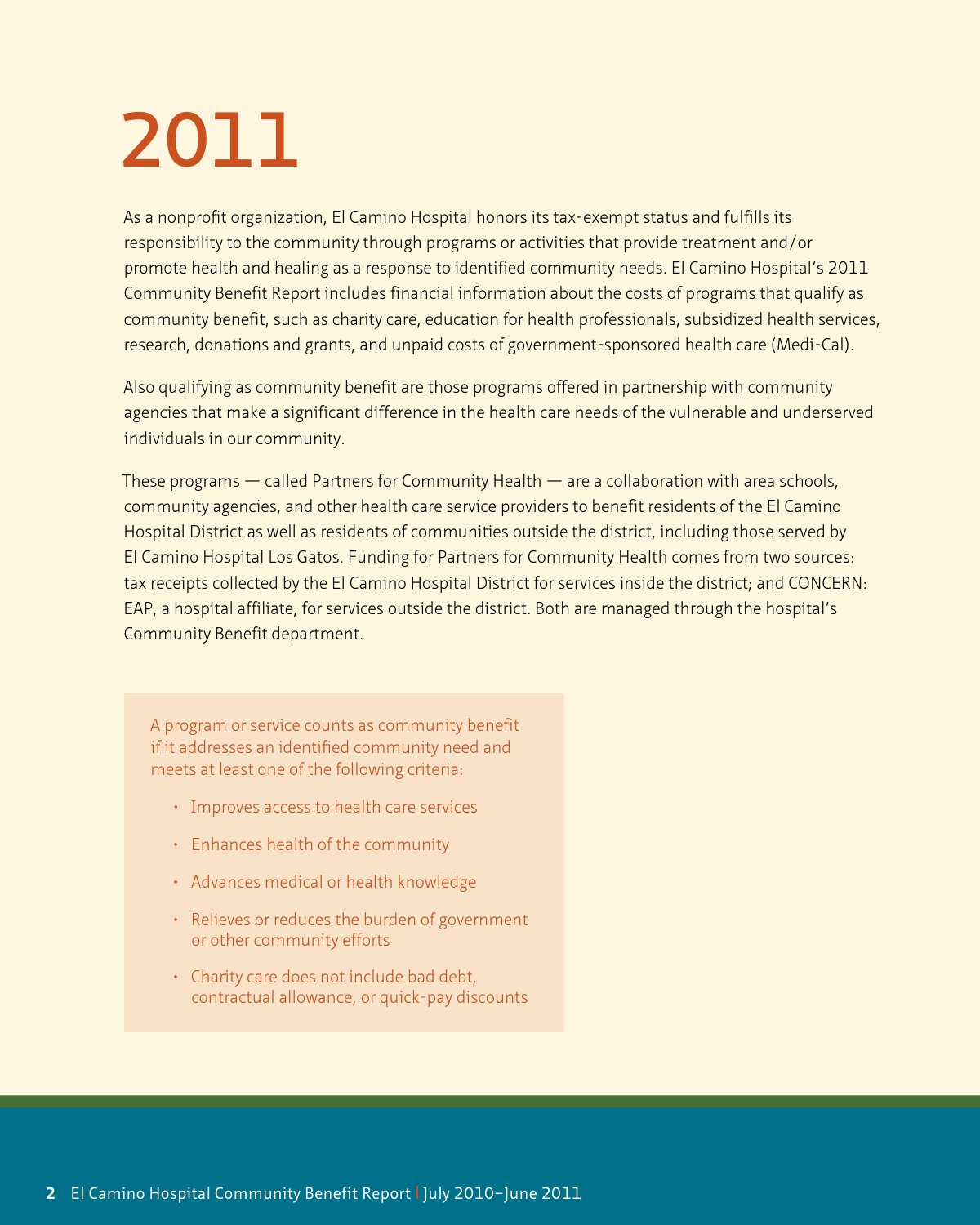# 2011

As a nonprofit organization, El Camino Hospital honors its tax-exempt status and fulfills its responsibility to the community through programs or activities that provide treatment and/or promote health and healing as a response to identified community needs. El Camino Hospital's 2011 Community Benefit Report includes financial information about the costs of programs that qualify as community benefit, such as charity care, education for health professionals, subsidized health services, research, donations and grants, and unpaid costs of government-sponsored health care (Medi-Cal).

Also qualifying as community benefit are those programs offered in partnership with community agencies that make a significant difference in the health care needs of the vulnerable and underserved individuals in our community.

These programs — called Partners for Community Health — are a collaboration with area schools, community agencies, and other health care service providers to benefit residents of the El Camino Hospital District as well as residents of communities outside the district, including those served by El Camino Hospital Los Gatos. Funding for Partners for Community Health comes from two sources: tax receipts collected by the El Camino Hospital District for services inside the district; and CONCERN: EAP, a hospital affiliate, for services outside the district. Both are managed through the hospital's Community Benefit department.

A program or service counts as community benefit if it addresses an identified community need and meets at least one of the following criteria:

- Improves access to health care services
- Enhances health of the community
- Advances medical or health knowledge
- Relieves or reduces the burden of government or other community efforts
- Charity care does not include bad debt, contractual allowance, or quick-pay discounts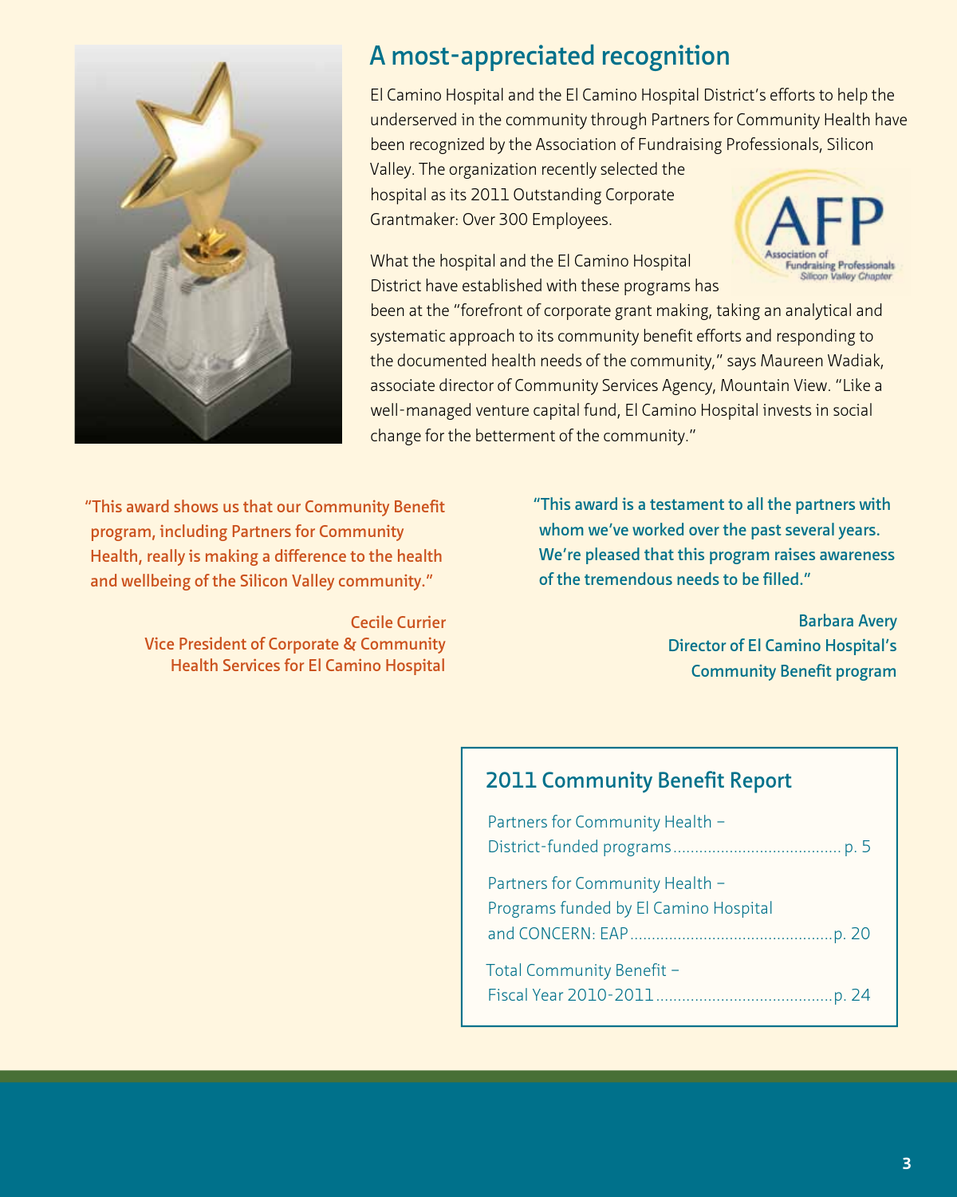## A most-appreciated recognition

El Camino Hospital and the El Camino Hospital District's efforts to help the underserved in the community through Partners for Community Health have been recognized by the Association of Fundraising Professionals, Silicon Valley. The organization recently selected the hospital as its 2011 Outstanding Corporate Grantmaker: Over 300 Employees.

What the hospital and the El Camino Hospital District have established with these programs has been at the "forefront of corporate grant making, taking an analytical and systematic approach to its community benefit efforts and responding to the documented health needs of the community," says Maureen Wadiak, associate director of Community Services Agency, Mountain View. "Like a well-managed venture capital fund, El Camino Hospital invests in social change for the betterment of the community."

**"This award shows us that our Community Benefit program, including Partners for Community Health, really is making a difference to the health and wellbeing of the Silicon Valley community."**

**Cecile Currier**
**Vice President of Corporate & Community Health Services for El Camino Hospital**

**"This award is a testament to all the partners with whom we've worked over the past several years. We're pleased that this program raises awareness of the tremendous needs to be filled."**

**Barbara Avery**
**Director of El Camino Hospital's Community Benefit program**

### 2011 Community Benefit Report

Partners for Community Health – District-funded programs ....................................... p. 5

Partners for Community Health – Programs funded by El Camino Hospital and CONCERN: EAP ............................................... p. 20

Total Community Benefit – Fiscal Year 2010-2011 ......................................... p. 24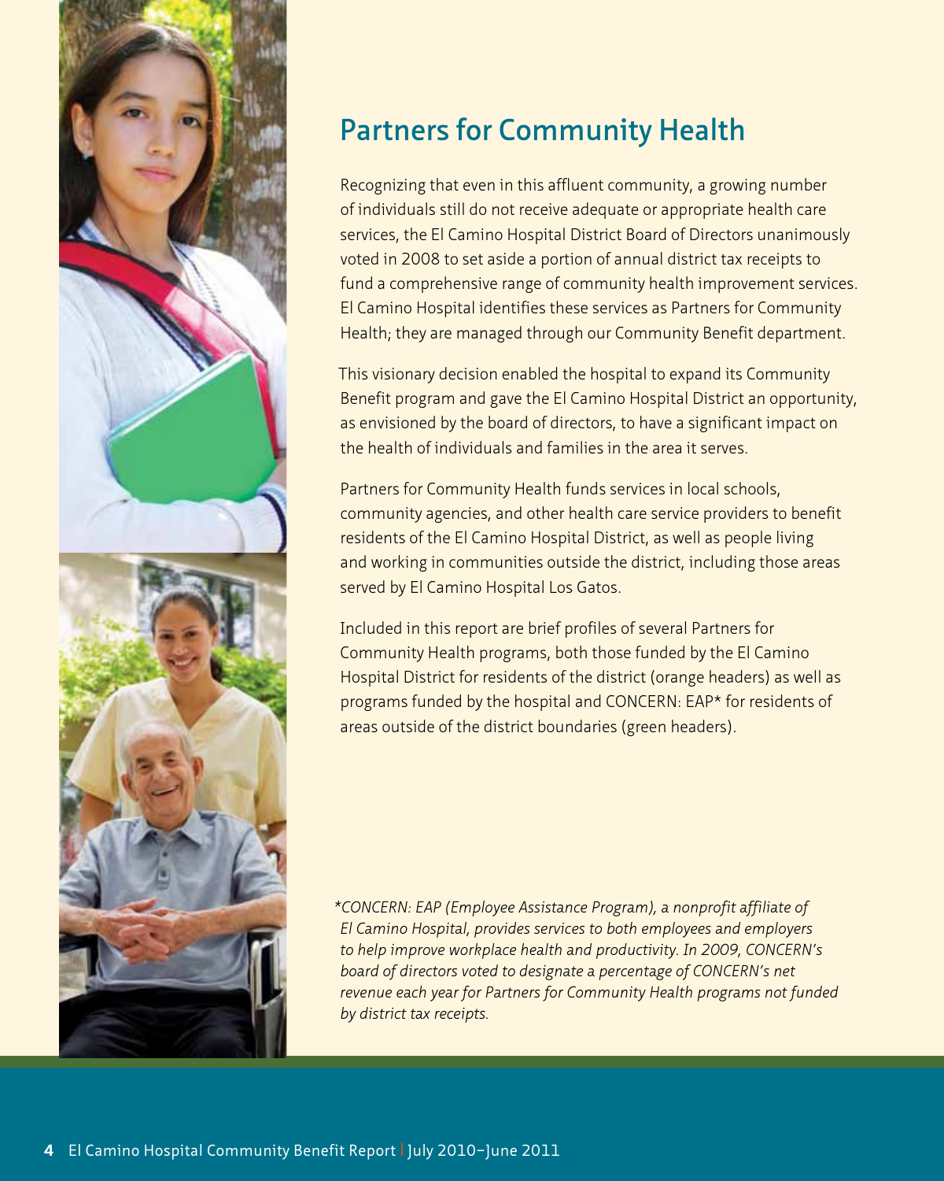## Partners for Community Health

Recognizing that even in this affluent community, a growing number of individuals still do not receive adequate or appropriate health care services, the El Camino Hospital District Board of Directors unanimously voted in 2008 to set aside a portion of annual district tax receipts to fund a comprehensive range of community health improvement services. El Camino Hospital identifies these services as Partners for Community Health; they are managed through our Community Benefit department.

This visionary decision enabled the hospital to expand its Community Benefit program and gave the El Camino Hospital District an opportunity, as envisioned by the board of directors, to have a significant impact on the health of individuals and families in the area it serves.

Partners for Community Health funds services in local schools, community agencies, and other health care service providers to benefit residents of the El Camino Hospital District, as well as people living and working in communities outside the district, including those areas served by El Camino Hospital Los Gatos.

Included in this report are brief profiles of several Partners for Community Health programs, both those funded by the El Camino Hospital District for residents of the district (orange headers) as well as programs funded by the hospital and CONCERN: EAP* for residents of areas outside of the district boundaries (green headers).

*\*CONCERN: EAP (Employee Assistance Program), a nonprofit affiliate of El Camino Hospital, provides services to both employees and employers to help improve workplace health and productivity. In 2009, CONCERN's board of directors voted to designate a percentage of CONCERN's net revenue each year for Partners for Community Health programs not funded by district tax receipts.*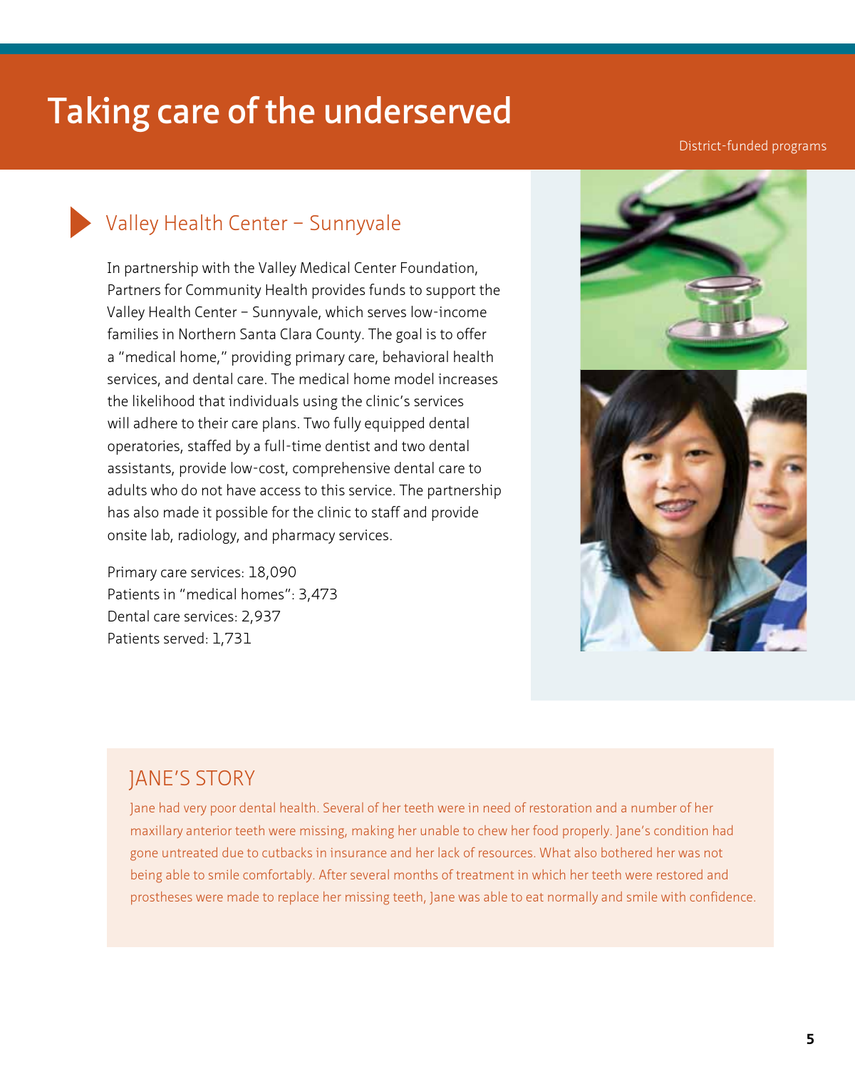# Taking care of the underserved

District-funded programs

## Valley Health Center – Sunnyvale

In partnership with the Valley Medical Center Foundation, Partners for Community Health provides funds to support the Valley Health Center – Sunnyvale, which serves low-income families in Northern Santa Clara County. The goal is to offer a "medical home," providing primary care, behavioral health services, and dental care. The medical home model increases the likelihood that individuals using the clinic's services will adhere to their care plans. Two fully equipped dental operatories, staffed by a full-time dentist and two dental assistants, provide low-cost, comprehensive dental care to adults who do not have access to this service. The partnership has also made it possible for the clinic to staff and provide onsite lab, radiology, and pharmacy services.

Primary care services: 18,090
Patients in "medical homes": 3,473
Dental care services: 2,937
Patients served: 1,731

### JANE'S STORY

Jane had very poor dental health. Several of her teeth were in need of restoration and a number of her maxillary anterior teeth were missing, making her unable to chew her food properly. Jane's condition had gone untreated due to cutbacks in insurance and her lack of resources. What also bothered her was not being able to smile comfortably. After several months of treatment in which her teeth were restored and prostheses were made to replace her missing teeth, Jane was able to eat normally and smile with confidence.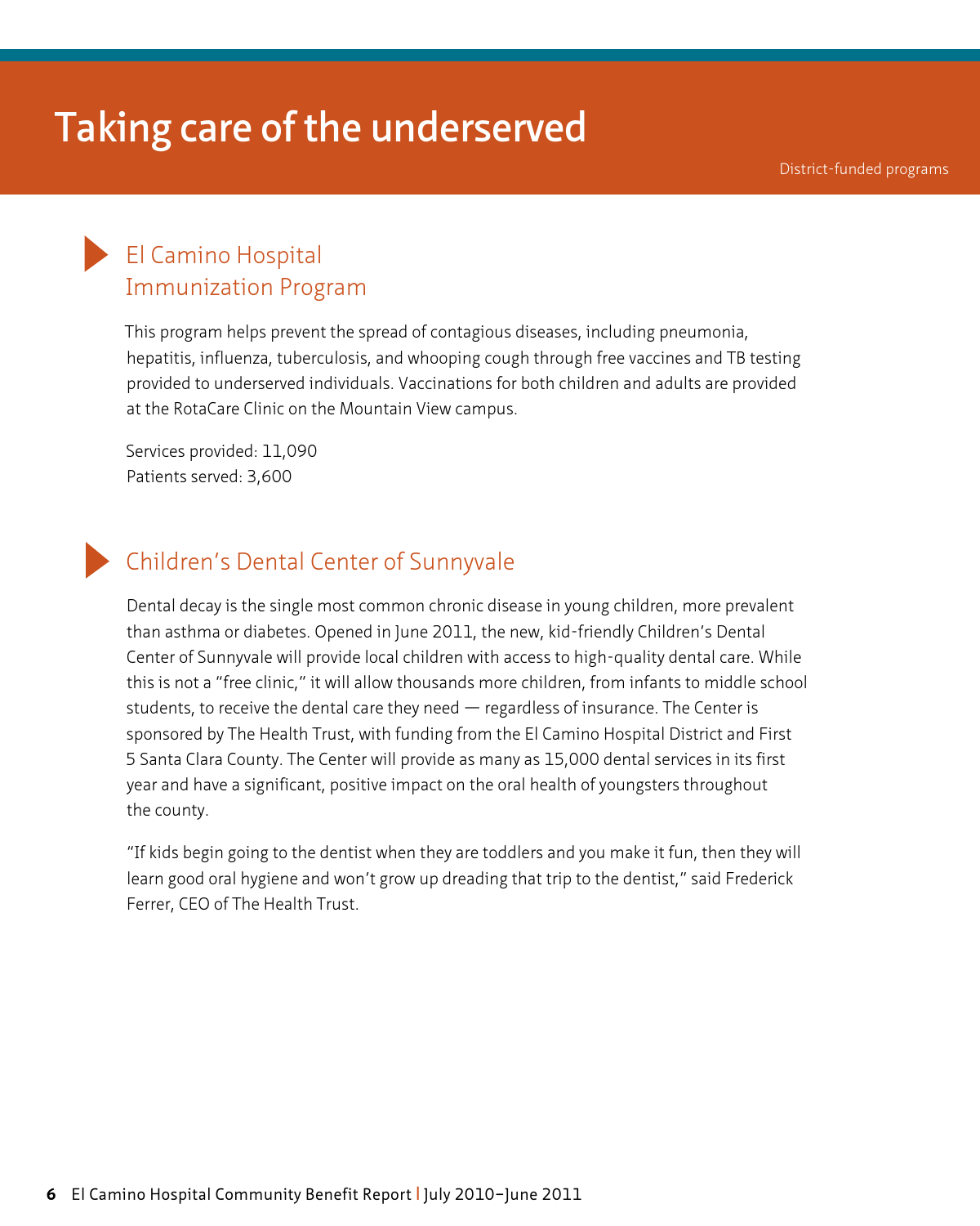# Taking care of the underserved

District-funded programs

## El Camino Hospital Immunization Program

This program helps prevent the spread of contagious diseases, including pneumonia, hepatitis, influenza, tuberculosis, and whooping cough through free vaccines and TB testing provided to underserved individuals. Vaccinations for both children and adults are provided at the RotaCare Clinic on the Mountain View campus.

Services provided: 11,090
Patients served: 3,600

## Children's Dental Center of Sunnyvale

Dental decay is the single most common chronic disease in young children, more prevalent than asthma or diabetes. Opened in June 2011, the new, kid-friendly Children's Dental Center of Sunnyvale will provide local children with access to high-quality dental care. While this is not a "free clinic," it will allow thousands more children, from infants to middle school students, to receive the dental care they need — regardless of insurance. The Center is sponsored by The Health Trust, with funding from the El Camino Hospital District and First 5 Santa Clara County. The Center will provide as many as 15,000 dental services in its first year and have a significant, positive impact on the oral health of youngsters throughout the county.

"If kids begin going to the dentist when they are toddlers and you make it fun, then they will learn good oral hygiene and won't grow up dreading that trip to the dentist," said Frederick Ferrer, CEO of The Health Trust.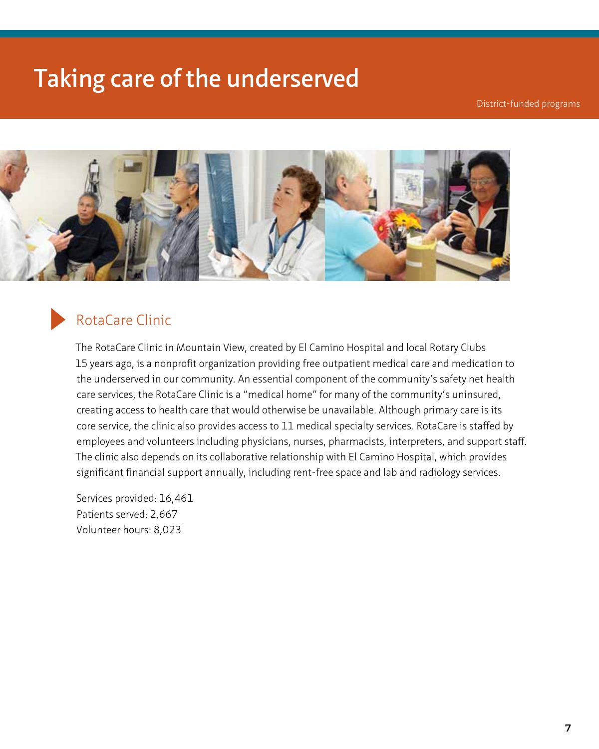# Taking care of the underserved

District-funded programs

## RotaCare Clinic

The RotaCare Clinic in Mountain View, created by El Camino Hospital and local Rotary Clubs 15 years ago, is a nonprofit organization providing free outpatient medical care and medication to the underserved in our community. An essential component of the community's safety net health care services, the RotaCare Clinic is a "medical home" for many of the community's uninsured, creating access to health care that would otherwise be unavailable. Although primary care is its core service, the clinic also provides access to 11 medical specialty services. RotaCare is staffed by employees and volunteers including physicians, nurses, pharmacists, interpreters, and support staff. The clinic also depends on its collaborative relationship with El Camino Hospital, which provides significant financial support annually, including rent-free space and lab and radiology services.

Services provided: 16,461  
Patients served: 2,667  
Volunteer hours: 8,023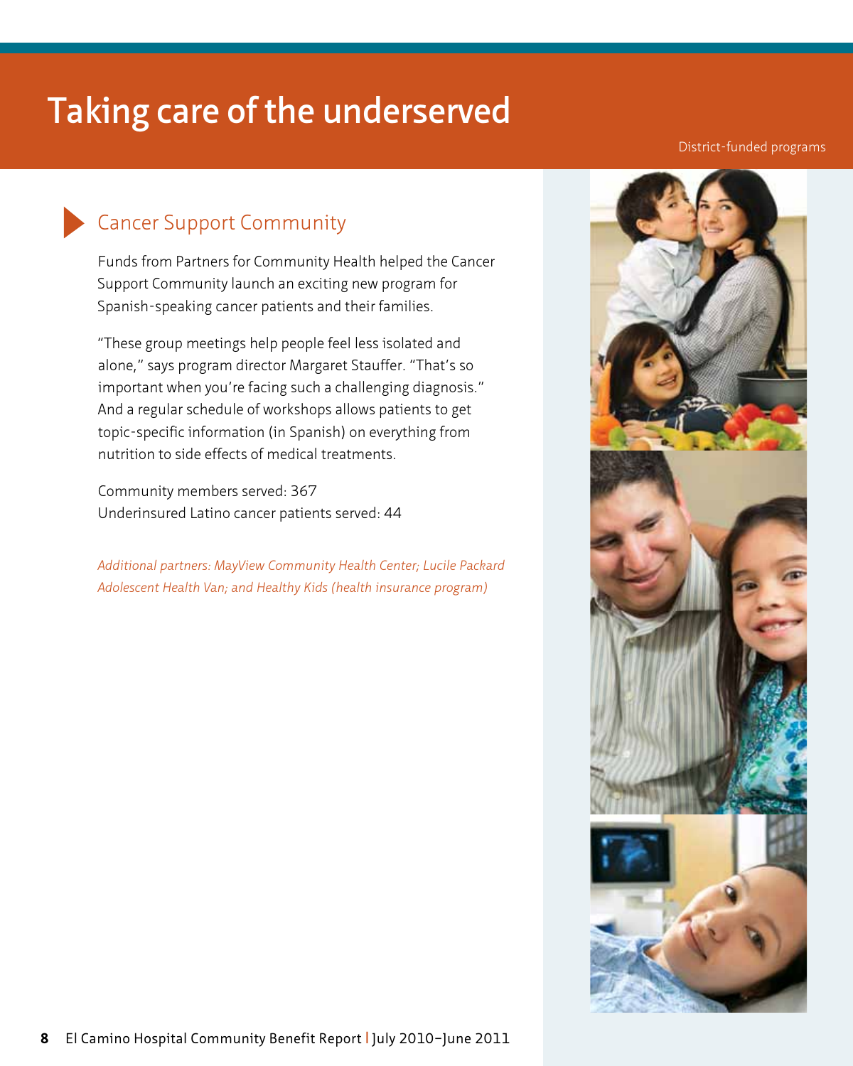# Taking care of the underserved

District-funded programs

## Cancer Support Community

Funds from Partners for Community Health helped the Cancer Support Community launch an exciting new program for Spanish-speaking cancer patients and their families.

“These group meetings help people feel less isolated and alone,” says program director Margaret Stauffer. “That’s so important when you’re facing such a challenging diagnosis.” And a regular schedule of workshops allows patients to get topic-specific information (in Spanish) on everything from nutrition to side effects of medical treatments.

Community members served: 367
Underinsured Latino cancer patients served: 44

*Additional partners: MayView Community Health Center; Lucile Packard Adolescent Health Van; and Healthy Kids (health insurance program)*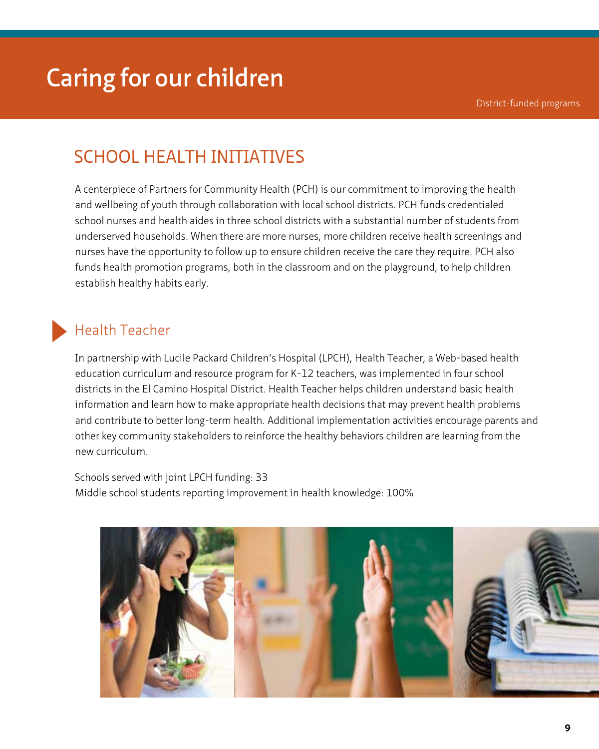# Caring for our children

District-funded programs

## SCHOOL HEALTH INITIATIVES

A centerpiece of Partners for Community Health (PCH) is our commitment to improving the health and wellbeing of youth through collaboration with local school districts. PCH funds credentialed school nurses and health aides in three school districts with a substantial number of students from underserved households. When there are more nurses, more children receive health screenings and nurses have the opportunity to follow up to ensure children receive the care they require. PCH also funds health promotion programs, both in the classroom and on the playground, to help children establish healthy habits early.

### Health Teacher

In partnership with Lucile Packard Children's Hospital (LPCH), Health Teacher, a Web-based health education curriculum and resource program for K-12 teachers, was implemented in four school districts in the El Camino Hospital District. Health Teacher helps children understand basic health information and learn how to make appropriate health decisions that may prevent health problems and contribute to better long-term health. Additional implementation activities encourage parents and other key community stakeholders to reinforce the healthy behaviors children are learning from the new curriculum.

Schools served with joint LPCH funding: 33
Middle school students reporting improvement in health knowledge: 100%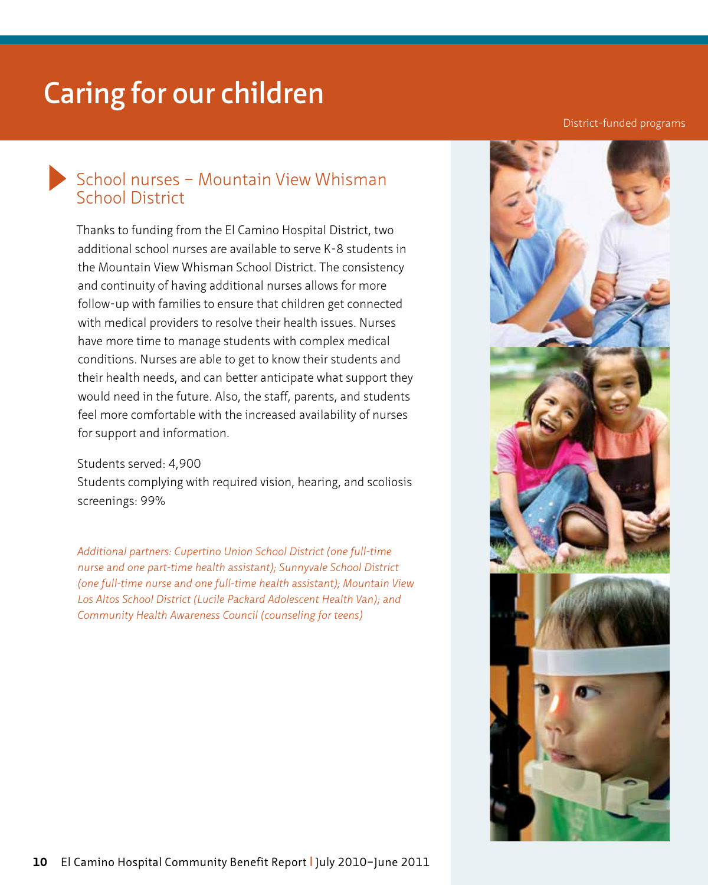# Caring for our children

District-funded programs

## School nurses – Mountain View Whisman School District

Thanks to funding from the El Camino Hospital District, two additional school nurses are available to serve K-8 students in the Mountain View Whisman School District. The consistency and continuity of having additional nurses allows for more follow-up with families to ensure that children get connected with medical providers to resolve their health issues. Nurses have more time to manage students with complex medical conditions. Nurses are able to get to know their students and their health needs, and can better anticipate what support they would need in the future. Also, the staff, parents, and students feel more comfortable with the increased availability of nurses for support and information.

Students served: 4,900
Students complying with required vision, hearing, and scoliosis screenings: 99%

*Additional partners: Cupertino Union School District (one full-time nurse and one part-time health assistant); Sunnyvale School District (one full-time nurse and one full-time health assistant); Mountain View Los Altos School District (Lucile Packard Adolescent Health Van); and Community Health Awareness Council (counseling for teens)*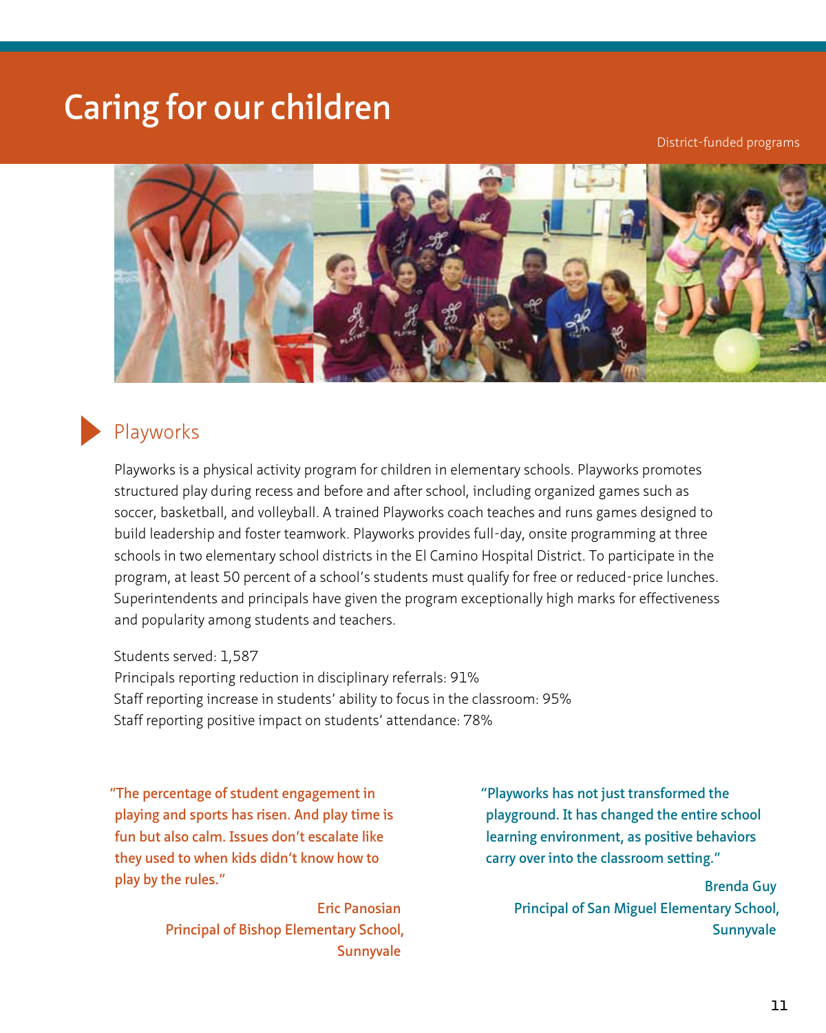# Caring for our children

District-funded programs

## Playworks

Playworks is a physical activity program for children in elementary schools. Playworks promotes structured play during recess and before and after school, including organized games such as soccer, basketball, and volleyball. A trained Playworks coach teaches and runs games designed to build leadership and foster teamwork. Playworks provides full-day, onsite programming at three schools in two elementary school districts in the El Camino Hospital District. To participate in the program, at least 50 percent of a school's students must qualify for free or reduced-price lunches. Superintendents and principals have given the program exceptionally high marks for effectiveness and popularity among students and teachers.

Students served: 1,587
Principals reporting reduction in disciplinary referrals: 91%
Staff reporting increase in students' ability to focus in the classroom: 95%
Staff reporting positive impact on students' attendance: 78%

"The percentage of student engagement in playing and sports has risen. And play time is fun but also calm. Issues don't escalate like they used to when kids didn't know how to play by the rules."

Eric Panosian
Principal of Bishop Elementary School, Sunnyvale

"Playworks has not just transformed the playground. It has changed the entire school learning environment, as positive behaviors carry over into the classroom setting."

Brenda Guy
Principal of San Miguel Elementary School, Sunnyvale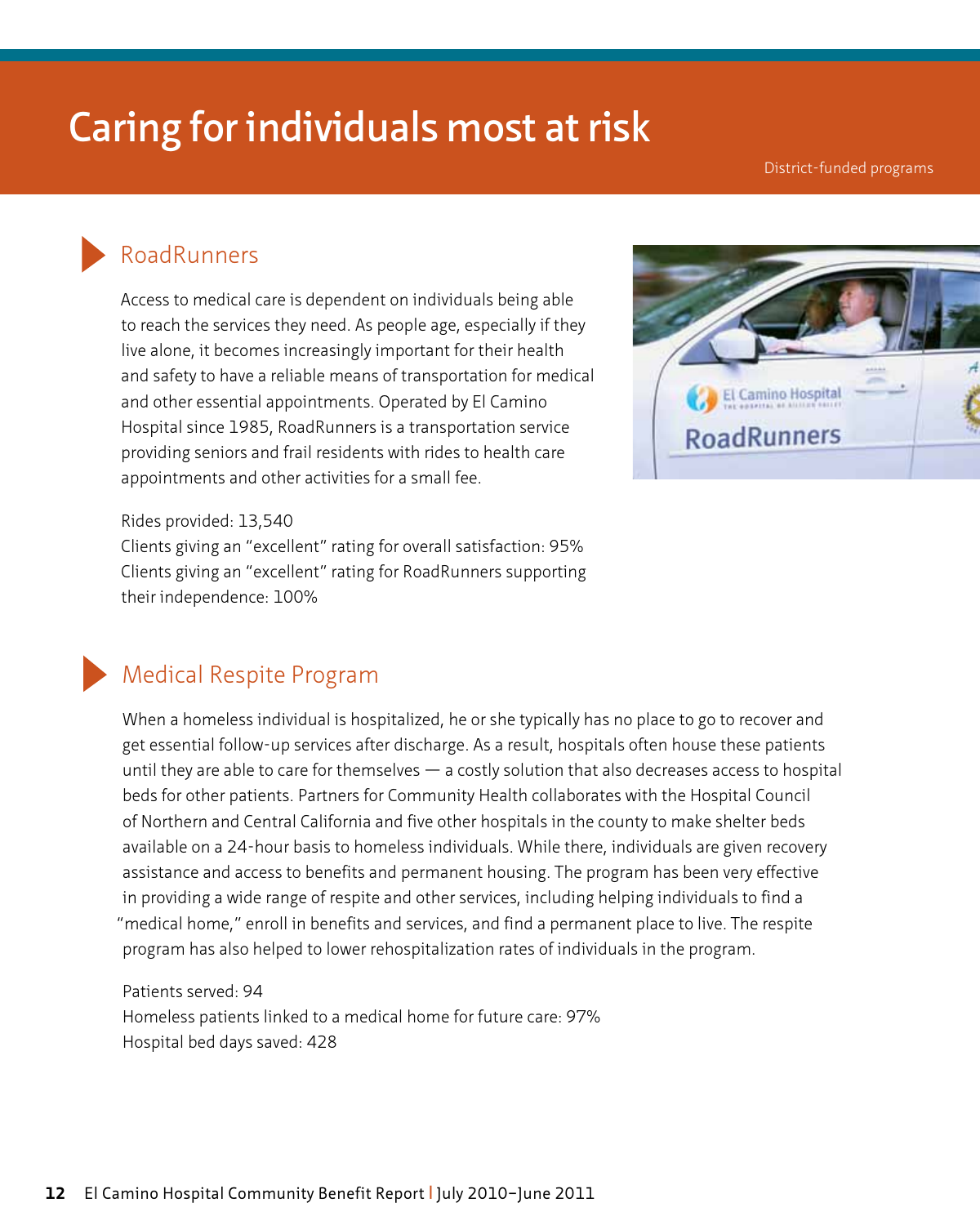# Caring for individuals most at risk

District-funded programs

## RoadRunners

Access to medical care is dependent on individuals being able to reach the services they need. As people age, especially if they live alone, it becomes increasingly important for their health and safety to have a reliable means of transportation for medical and other essential appointments. Operated by El Camino Hospital since 1985, RoadRunners is a transportation service providing seniors and frail residents with rides to health care appointments and other activities for a small fee.

Rides provided: 13,540
Clients giving an "excellent" rating for overall satisfaction: 95%
Clients giving an "excellent" rating for RoadRunners supporting their independence: 100%

## Medical Respite Program

When a homeless individual is hospitalized, he or she typically has no place to go to recover and get essential follow-up services after discharge. As a result, hospitals often house these patients until they are able to care for themselves — a costly solution that also decreases access to hospital beds for other patients. Partners for Community Health collaborates with the Hospital Council of Northern and Central California and five other hospitals in the county to make shelter beds available on a 24-hour basis to homeless individuals. While there, individuals are given recovery assistance and access to benefits and permanent housing. The program has been very effective in providing a wide range of respite and other services, including helping individuals to find a "medical home," enroll in benefits and services, and find a permanent place to live. The respite program has also helped to lower rehospitalization rates of individuals in the program.

Patients served: 94
Homeless patients linked to a medical home for future care: 97%
Hospital bed days saved: 428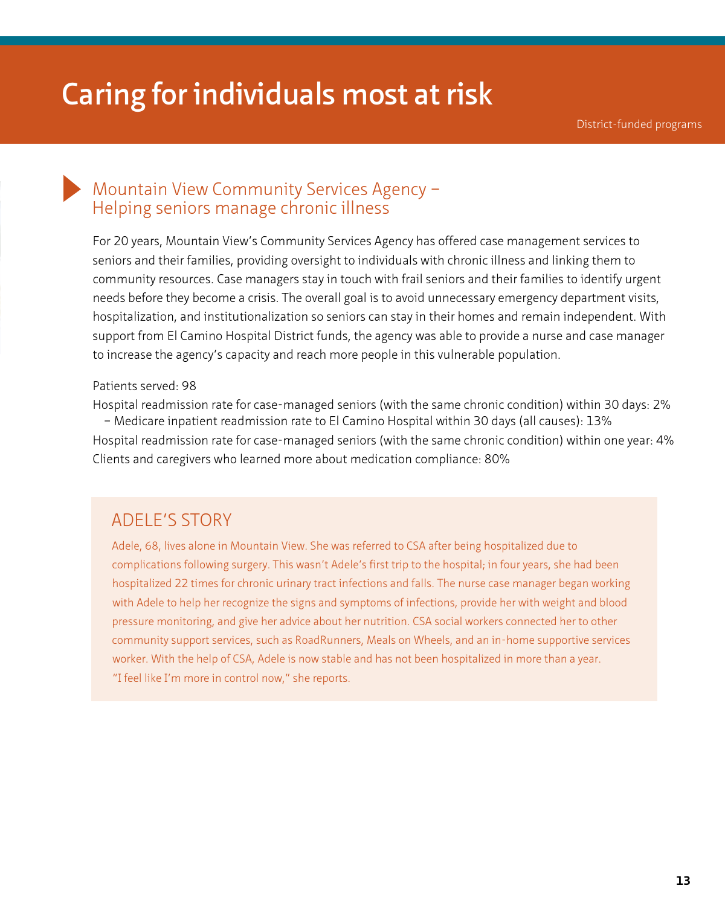# Caring for individuals most at risk

District-funded programs

## Mountain View Community Services Agency – Helping seniors manage chronic illness

For 20 years, Mountain View's Community Services Agency has offered case management services to seniors and their families, providing oversight to individuals with chronic illness and linking them to community resources. Case managers stay in touch with frail seniors and their families to identify urgent needs before they become a crisis. The overall goal is to avoid unnecessary emergency department visits, hospitalization, and institutionalization so seniors can stay in their homes and remain independent. With support from El Camino Hospital District funds, the agency was able to provide a nurse and case manager to increase the agency's capacity and reach more people in this vulnerable population.

Patients served: 98

Hospital readmission rate for case-managed seniors (with the same chronic condition) within 30 days: 2%
– Medicare inpatient readmission rate to El Camino Hospital within 30 days (all causes): 13%

Hospital readmission rate for case-managed seniors (with the same chronic condition) within one year: 4%

Clients and caregivers who learned more about medication compliance: 80%

### ADELE'S STORY

Adele, 68, lives alone in Mountain View. She was referred to CSA after being hospitalized due to complications following surgery. This wasn't Adele's first trip to the hospital; in four years, she had been hospitalized 22 times for chronic urinary tract infections and falls. The nurse case manager began working with Adele to help her recognize the signs and symptoms of infections, provide her with weight and blood pressure monitoring, and give her advice about her nutrition. CSA social workers connected her to other community support services, such as RoadRunners, Meals on Wheels, and an in-home supportive services worker. With the help of CSA, Adele is now stable and has not been hospitalized in more than a year. "I feel like I'm more in control now," she reports.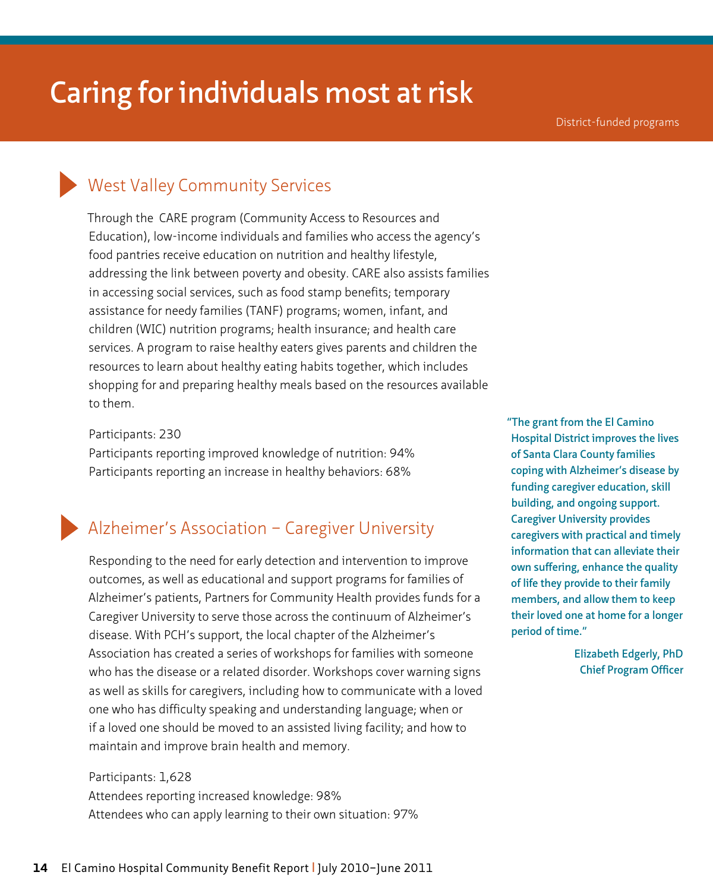# Caring for individuals most at risk

District-funded programs

## West Valley Community Services

Through the CARE program (Community Access to Resources and Education), low-income individuals and families who access the agency's food pantries receive education on nutrition and healthy lifestyle, addressing the link between poverty and obesity. CARE also assists families in accessing social services, such as food stamp benefits; temporary assistance for needy families (TANF) programs; women, infant, and children (WIC) nutrition programs; health insurance; and health care services. A program to raise healthy eaters gives parents and children the resources to learn about healthy eating habits together, which includes shopping for and preparing healthy meals based on the resources available to them.

Participants: 230
Participants reporting improved knowledge of nutrition: 94%
Participants reporting an increase in healthy behaviors: 68%

## Alzheimer's Association – Caregiver University

Responding to the need for early detection and intervention to improve outcomes, as well as educational and support programs for families of Alzheimer's patients, Partners for Community Health provides funds for a Caregiver University to serve those across the continuum of Alzheimer's disease. With PCH's support, the local chapter of the Alzheimer's Association has created a series of workshops for families with someone who has the disease or a related disorder. Workshops cover warning signs as well as skills for caregivers, including how to communicate with a loved one who has difficulty speaking and understanding language; when or if a loved one should be moved to an assisted living facility; and how to maintain and improve brain health and memory.

Participants: 1,628
Attendees reporting increased knowledge: 98%
Attendees who can apply learning to their own situation: 97%

> **"The grant from the El Camino Hospital District improves the lives of Santa Clara County families coping with Alzheimer's disease by funding caregiver education, skill building, and ongoing support. Caregiver University provides caregivers with practical and timely information that can alleviate their own suffering, enhance the quality of life they provide to their family members, and allow them to keep their loved one at home for a longer period of time."**
>
> **Elizabeth Edgerly, PhD**
> **Chief Program Officer**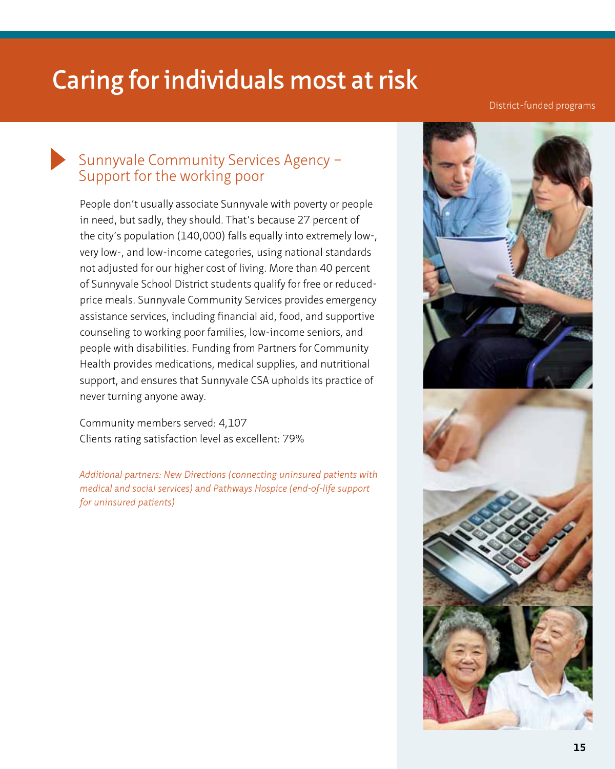# Caring for individuals most at risk

District-funded programs

## Sunnyvale Community Services Agency – Support for the working poor

People don't usually associate Sunnyvale with poverty or people in need, but sadly, they should. That's because 27 percent of the city's population (140,000) falls equally into extremely low-, very low-, and low-income categories, using national standards not adjusted for our higher cost of living. More than 40 percent of Sunnyvale School District students qualify for free or reduced-price meals. Sunnyvale Community Services provides emergency assistance services, including financial aid, food, and supportive counseling to working poor families, low-income seniors, and people with disabilities. Funding from Partners for Community Health provides medications, medical supplies, and nutritional support, and ensures that Sunnyvale CSA upholds its practice of never turning anyone away.

Community members served: 4,107
Clients rating satisfaction level as excellent: 79%

*Additional partners: New Directions (connecting uninsured patients with medical and social services) and Pathways Hospice (end-of-life support for uninsured patients)*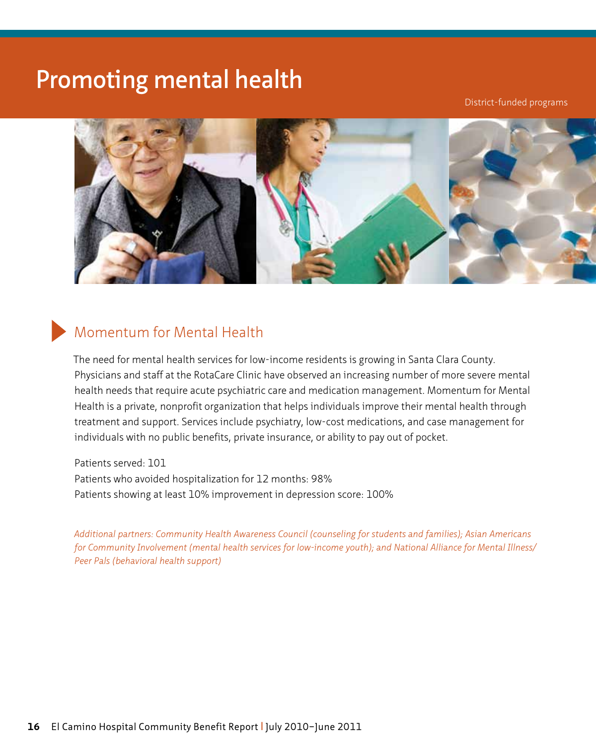# Promoting mental health

District-funded programs

## Momentum for Mental Health

The need for mental health services for low-income residents is growing in Santa Clara County. Physicians and staff at the RotaCare Clinic have observed an increasing number of more severe mental health needs that require acute psychiatric care and medication management. Momentum for Mental Health is a private, nonprofit organization that helps individuals improve their mental health through treatment and support. Services include psychiatry, low-cost medications, and case management for individuals with no public benefits, private insurance, or ability to pay out of pocket.

Patients served: 101
Patients who avoided hospitalization for 12 months: 98%
Patients showing at least 10% improvement in depression score: 100%

*Additional partners: Community Health Awareness Council (counseling for students and families); Asian Americans for Community Involvement (mental health services for low-income youth); and National Alliance for Mental Illness/ Peer Pals (behavioral health support)*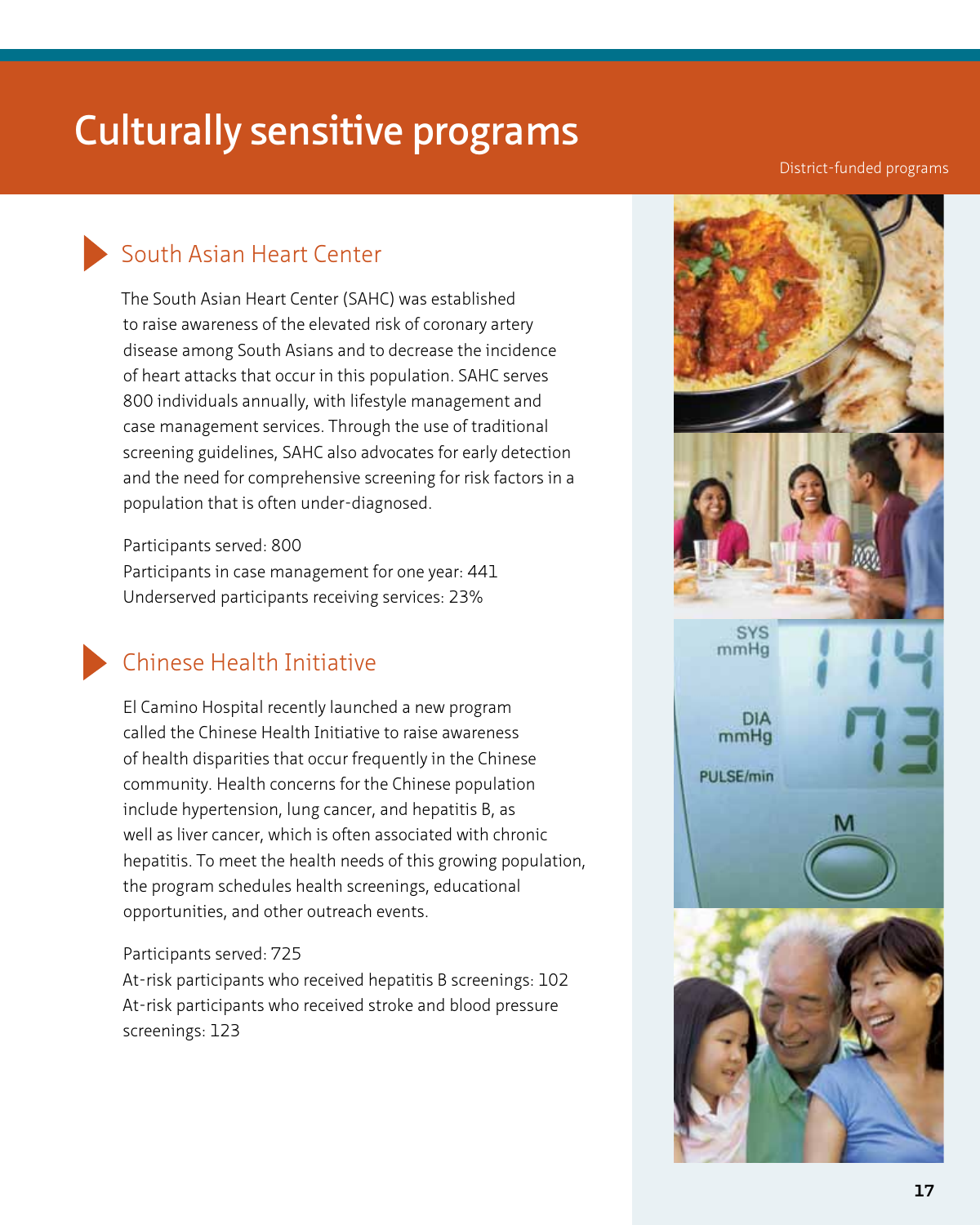# Culturally sensitive programs

District-funded programs

## South Asian Heart Center

The South Asian Heart Center (SAHC) was established to raise awareness of the elevated risk of coronary artery disease among South Asians and to decrease the incidence of heart attacks that occur in this population. SAHC serves 800 individuals annually, with lifestyle management and case management services. Through the use of traditional screening guidelines, SAHC also advocates for early detection and the need for comprehensive screening for risk factors in a population that is often under-diagnosed.

Participants served: 800
Participants in case management for one year: 441
Underserved participants receiving services: 23%

## Chinese Health Initiative

El Camino Hospital recently launched a new program called the Chinese Health Initiative to raise awareness of health disparities that occur frequently in the Chinese community. Health concerns for the Chinese population include hypertension, lung cancer, and hepatitis B, as well as liver cancer, which is often associated with chronic hepatitis. To meet the health needs of this growing population, the program schedules health screenings, educational opportunities, and other outreach events.

Participants served: 725
At-risk participants who received hepatitis B screenings: 102
At-risk participants who received stroke and blood pressure screenings: 123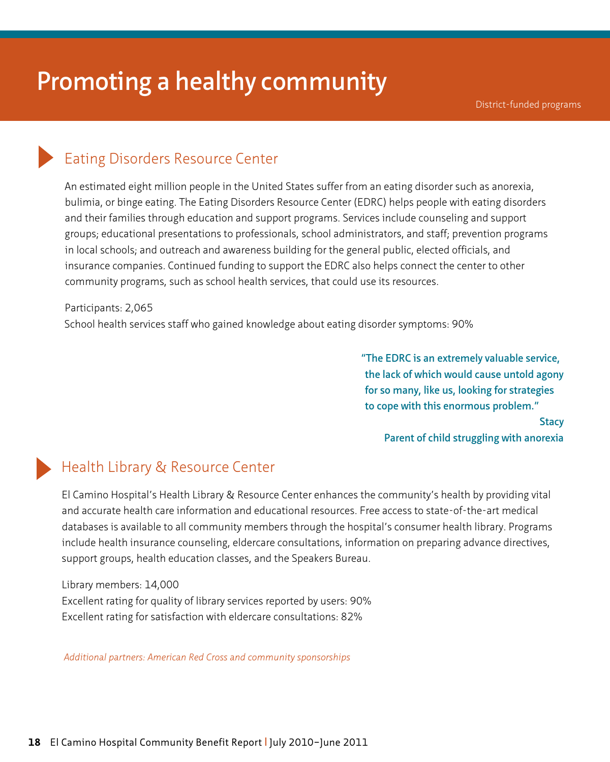# Promoting a healthy community

District-funded programs

## Eating Disorders Resource Center

An estimated eight million people in the United States suffer from an eating disorder such as anorexia, bulimia, or binge eating. The Eating Disorders Resource Center (EDRC) helps people with eating disorders and their families through education and support programs. Services include counseling and support groups; educational presentations to professionals, school administrators, and staff; prevention programs in local schools; and outreach and awareness building for the general public, elected officials, and insurance companies. Continued funding to support the EDRC also helps connect the center to other community programs, such as school health services, that could use its resources.

Participants: 2,065
School health services staff who gained knowledge about eating disorder symptoms: 90%

> **"The EDRC is an extremely valuable service, the lack of which would cause untold agony for so many, like us, looking for strategies to cope with this enormous problem."**
>
> **Stacy**
> **Parent of child struggling with anorexia**

## Health Library & Resource Center

El Camino Hospital's Health Library & Resource Center enhances the community's health by providing vital and accurate health care information and educational resources. Free access to state-of-the-art medical databases is available to all community members through the hospital's consumer health library. Programs include health insurance counseling, eldercare consultations, information on preparing advance directives, support groups, health education classes, and the Speakers Bureau.

Library members: 14,000
Excellent rating for quality of library services reported by users: 90%
Excellent rating for satisfaction with eldercare consultations: 82%

*Additional partners: American Red Cross and community sponsorships*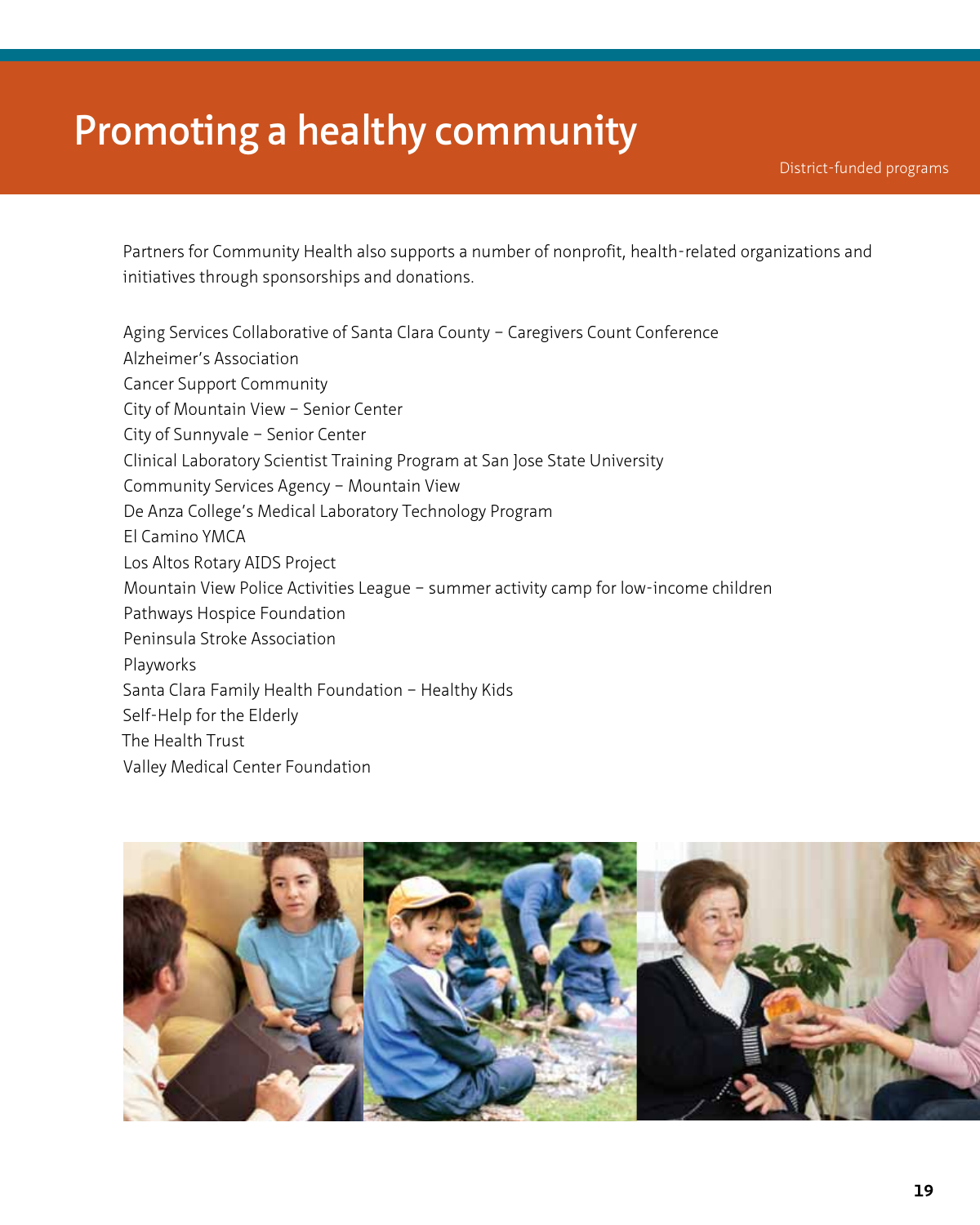# Promoting a healthy community

District-funded programs

Partners for Community Health also supports a number of nonprofit, health-related organizations and initiatives through sponsorships and donations.

Aging Services Collaborative of Santa Clara County – Caregivers Count Conference
Alzheimer's Association
Cancer Support Community
City of Mountain View – Senior Center
City of Sunnyvale – Senior Center
Clinical Laboratory Scientist Training Program at San Jose State University
Community Services Agency – Mountain View
De Anza College's Medical Laboratory Technology Program
El Camino YMCA
Los Altos Rotary AIDS Project
Mountain View Police Activities League – summer activity camp for low-income children
Pathways Hospice Foundation
Peninsula Stroke Association
Playworks
Santa Clara Family Health Foundation – Healthy Kids
Self-Help for the Elderly
The Health Trust
Valley Medical Center Foundation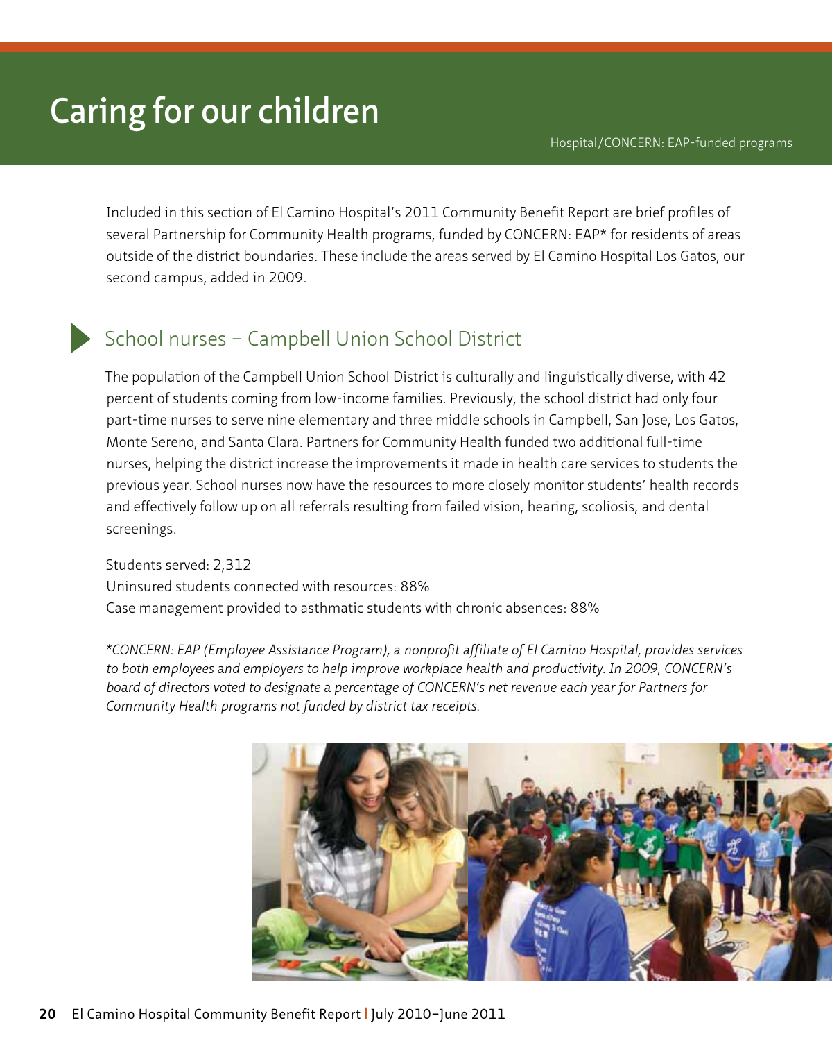# Caring for our children

Hospital/CONCERN: EAP-funded programs

Included in this section of El Camino Hospital's 2011 Community Benefit Report are brief profiles of several Partnership for Community Health programs, funded by CONCERN: EAP* for residents of areas outside of the district boundaries. These include the areas served by El Camino Hospital Los Gatos, our second campus, added in 2009.

## School nurses – Campbell Union School District

The population of the Campbell Union School District is culturally and linguistically diverse, with 42 percent of students coming from low-income families. Previously, the school district had only four part-time nurses to serve nine elementary and three middle schools in Campbell, San Jose, Los Gatos, Monte Sereno, and Santa Clara. Partners for Community Health funded two additional full-time nurses, helping the district increase the improvements it made in health care services to students the previous year. School nurses now have the resources to more closely monitor students' health records and effectively follow up on all referrals resulting from failed vision, hearing, scoliosis, and dental screenings.

Students served: 2,312
Uninsured students connected with resources: 88%
Case management provided to asthmatic students with chronic absences: 88%

*\*CONCERN: EAP (Employee Assistance Program), a nonprofit affiliate of El Camino Hospital, provides services to both employees and employers to help improve workplace health and productivity. In 2009, CONCERN's board of directors voted to designate a percentage of CONCERN's net revenue each year for Partners for Community Health programs not funded by district tax receipts.*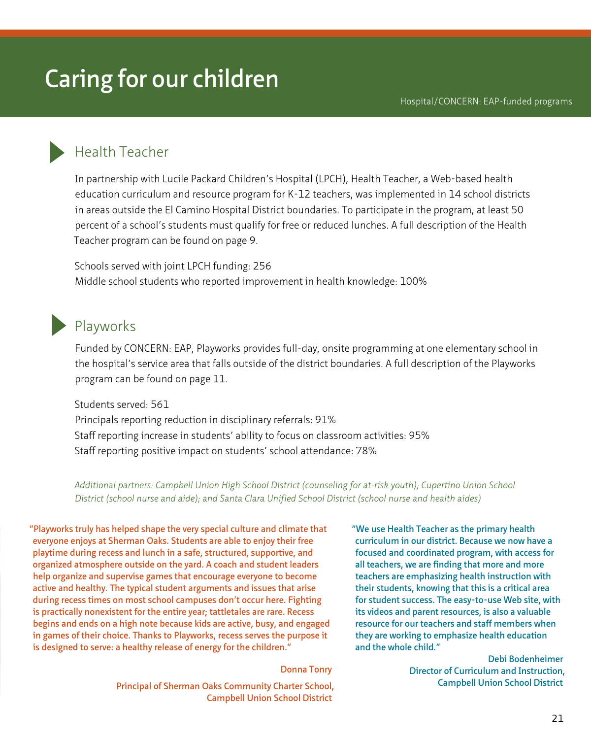# Caring for our children

Hospital/CONCERN: EAP-funded programs

## Health Teacher

In partnership with Lucile Packard Children's Hospital (LPCH), Health Teacher, a Web-based health education curriculum and resource program for K-12 teachers, was implemented in 14 school districts in areas outside the El Camino Hospital District boundaries. To participate in the program, at least 50 percent of a school's students must qualify for free or reduced lunches. A full description of the Health Teacher program can be found on page 9.

Schools served with joint LPCH funding: 256
Middle school students who reported improvement in health knowledge: 100%

## Playworks

Funded by CONCERN: EAP, Playworks provides full-day, onsite programming at one elementary school in the hospital's service area that falls outside of the district boundaries. A full description of the Playworks program can be found on page 11.

Students served: 561
Principals reporting reduction in disciplinary referrals: 91%
Staff reporting increase in students' ability to focus on classroom activities: 95%
Staff reporting positive impact on students' school attendance: 78%

*Additional partners: Campbell Union High School District (counseling for at-risk youth); Cupertino Union School District (school nurse and aide); and Santa Clara Unified School District (school nurse and health aides)*

"Playworks truly has helped shape the very special culture and climate that everyone enjoys at Sherman Oaks. Students are able to enjoy their free playtime during recess and lunch in a safe, structured, supportive, and organized atmosphere outside on the yard. A coach and student leaders help organize and supervise games that encourage everyone to become active and healthy. The typical student arguments and issues that arise during recess times on most school campuses don't occur here. Fighting is practically nonexistent for the entire year; tattletales are rare. Recess begins and ends on a high note because kids are active, busy, and engaged in games of their choice. Thanks to Playworks, recess serves the purpose it is designed to serve: a healthy release of energy for the children."

Donna Tonry
Principal of Sherman Oaks Community Charter School, Campbell Union School District

"We use Health Teacher as the primary health curriculum in our district. Because we now have a focused and coordinated program, with access for all teachers, we are finding that more and more teachers are emphasizing health instruction with their students, knowing that this is a critical area for student success. The easy-to-use Web site, with its videos and parent resources, is also a valuable resource for our teachers and staff members when they are working to emphasize health education and the whole child."

Debi Bodenheimer
Director of Curriculum and Instruction, Campbell Union School District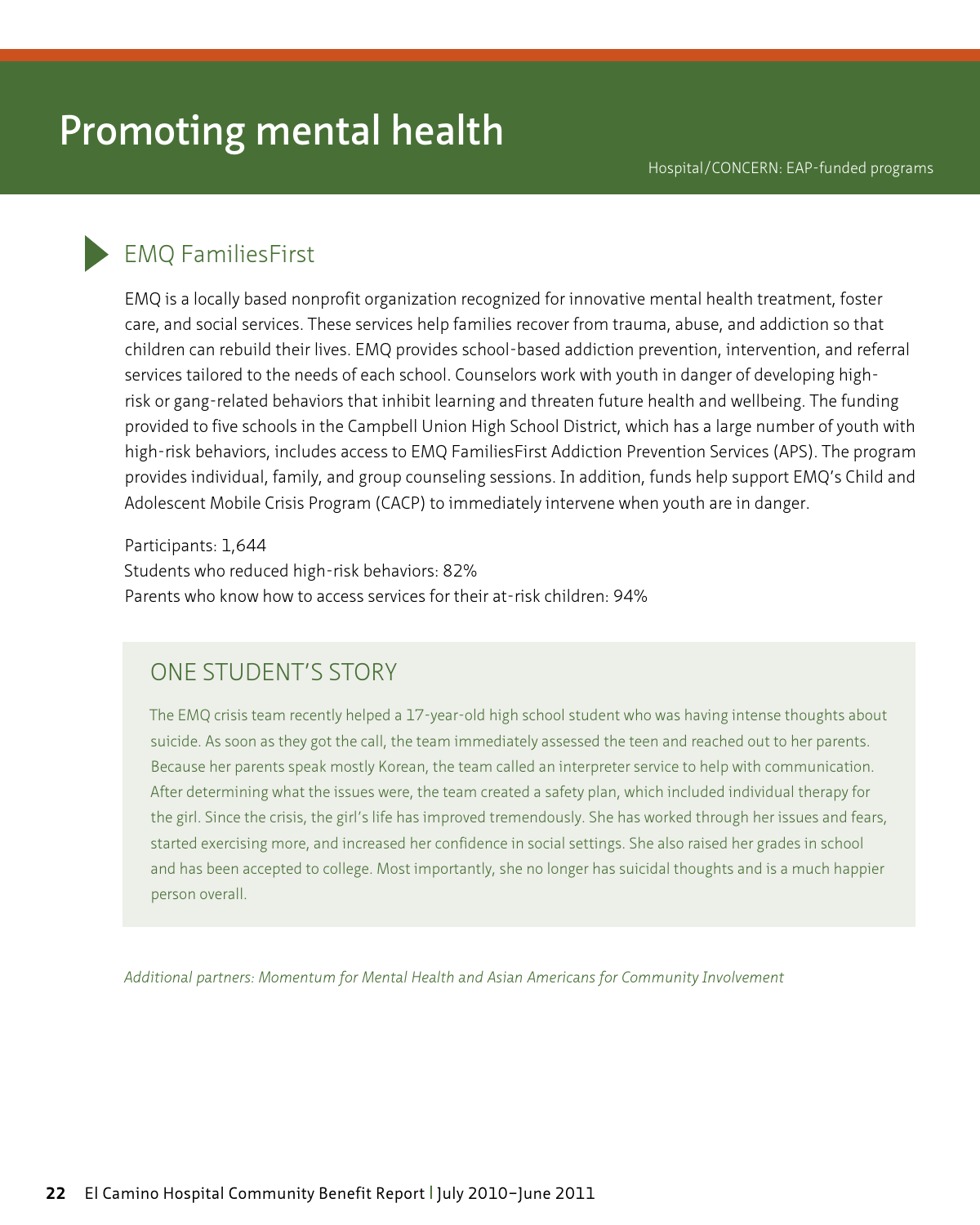# Promoting mental health

Hospital/CONCERN: EAP-funded programs

## EMQ FamiliesFirst

EMQ is a locally based nonprofit organization recognized for innovative mental health treatment, foster care, and social services. These services help families recover from trauma, abuse, and addiction so that children can rebuild their lives. EMQ provides school-based addiction prevention, intervention, and referral services tailored to the needs of each school. Counselors work with youth in danger of developing high-risk or gang-related behaviors that inhibit learning and threaten future health and wellbeing. The funding provided to five schools in the Campbell Union High School District, which has a large number of youth with high-risk behaviors, includes access to EMQ FamiliesFirst Addiction Prevention Services (APS). The program provides individual, family, and group counseling sessions. In addition, funds help support EMQ's Child and Adolescent Mobile Crisis Program (CACP) to immediately intervene when youth are in danger.

Participants: 1,644
Students who reduced high-risk behaviors: 82%
Parents who know how to access services for their at-risk children: 94%

### ONE STUDENT'S STORY

The EMQ crisis team recently helped a 17-year-old high school student who was having intense thoughts about suicide. As soon as they got the call, the team immediately assessed the teen and reached out to her parents. Because her parents speak mostly Korean, the team called an interpreter service to help with communication. After determining what the issues were, the team created a safety plan, which included individual therapy for the girl. Since the crisis, the girl's life has improved tremendously. She has worked through her issues and fears, started exercising more, and increased her confidence in social settings. She also raised her grades in school and has been accepted to college. Most importantly, she no longer has suicidal thoughts and is a much happier person overall.

*Additional partners: Momentum for Mental Health and Asian Americans for Community Involvement*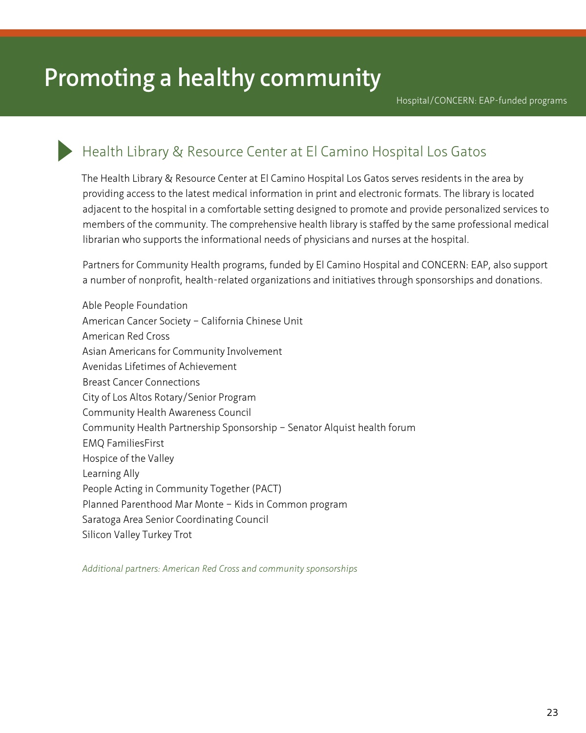# Promoting a healthy community

Hospital/CONCERN: EAP-funded programs

## Health Library & Resource Center at El Camino Hospital Los Gatos

The Health Library & Resource Center at El Camino Hospital Los Gatos serves residents in the area by providing access to the latest medical information in print and electronic formats. The library is located adjacent to the hospital in a comfortable setting designed to promote and provide personalized services to members of the community. The comprehensive health library is staffed by the same professional medical librarian who supports the informational needs of physicians and nurses at the hospital.

Partners for Community Health programs, funded by El Camino Hospital and CONCERN: EAP, also support a number of nonprofit, health-related organizations and initiatives through sponsorships and donations.

Able People Foundation
American Cancer Society – California Chinese Unit
American Red Cross
Asian Americans for Community Involvement
Avenidas Lifetimes of Achievement
Breast Cancer Connections
City of Los Altos Rotary/Senior Program
Community Health Awareness Council
Community Health Partnership Sponsorship – Senator Alquist health forum
EMQ FamiliesFirst
Hospice of the Valley
Learning Ally
People Acting in Community Together (PACT)
Planned Parenthood Mar Monte – Kids in Common program
Saratoga Area Senior Coordinating Council
Silicon Valley Turkey Trot

*Additional partners: American Red Cross and community sponsorships*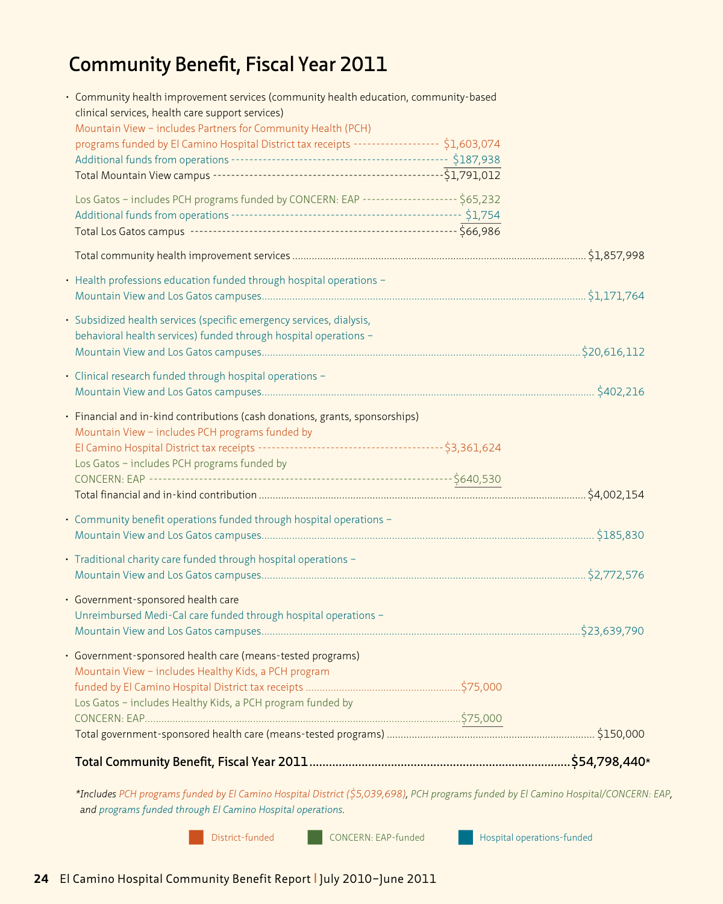# Community Benefit, Fiscal Year 2011

- Community health improvement services (community health education, community-based clinical services, health care support services)

  Mountain View – includes Partners for Community Health (PCH) programs funded by El Camino Hospital District tax receipts ---------- $1,603,074

  Additional funds from operations ---------- $187,938

  Total Mountain View campus ---------- $1,791,012

  Los Gatos – includes PCH programs funded by CONCERN: EAP ---------- $65,232

  Additional funds from operations ---------- $1,754

  Total Los Gatos campus ---------- $66,986

  Total community health improvement services .......... $1,857,998

- Health professions education funded through hospital operations – Mountain View and Los Gatos campuses .......... $1,171,764

- Subsidized health services (specific emergency services, dialysis, behavioral health services) funded through hospital operations – Mountain View and Los Gatos campuses .......... $20,616,112

- Clinical research funded through hospital operations – Mountain View and Los Gatos campuses .......... $402,216

- Financial and in-kind contributions (cash donations, grants, sponsorships)

  Mountain View – includes PCH programs funded by El Camino Hospital District tax receipts ---------- $3,361,624

  Los Gatos – includes PCH programs funded by CONCERN: EAP ---------- $640,530

  Total financial and in-kind contribution .......... $4,002,154

- Community benefit operations funded through hospital operations – Mountain View and Los Gatos campuses .......... $185,830

- Traditional charity care funded through hospital operations – Mountain View and Los Gatos campuses .......... $2,772,576

- Government-sponsored health care

  Unreimbursed Medi-Cal care funded through hospital operations – Mountain View and Los Gatos campuses .......... $23,639,790

- Government-sponsored health care (means-tested programs)

  Mountain View – includes Healthy Kids, a PCH program funded by El Camino Hospital District tax receipts .......... $75,000

  Los Gatos – includes Healthy Kids, a PCH program funded by CONCERN: EAP .......... $75,000

  Total government-sponsored health care (means-tested programs) .......... $150,000

**Total Community Benefit, Fiscal Year 2011 .......... $54,798,440***

*\*Includes PCH programs funded by El Camino Hospital District ($5,039,698), PCH programs funded by El Camino Hospital/CONCERN: EAP, and programs funded through El Camino Hospital operations.*

District-funded | CONCERN: EAP-funded | Hospital operations-funded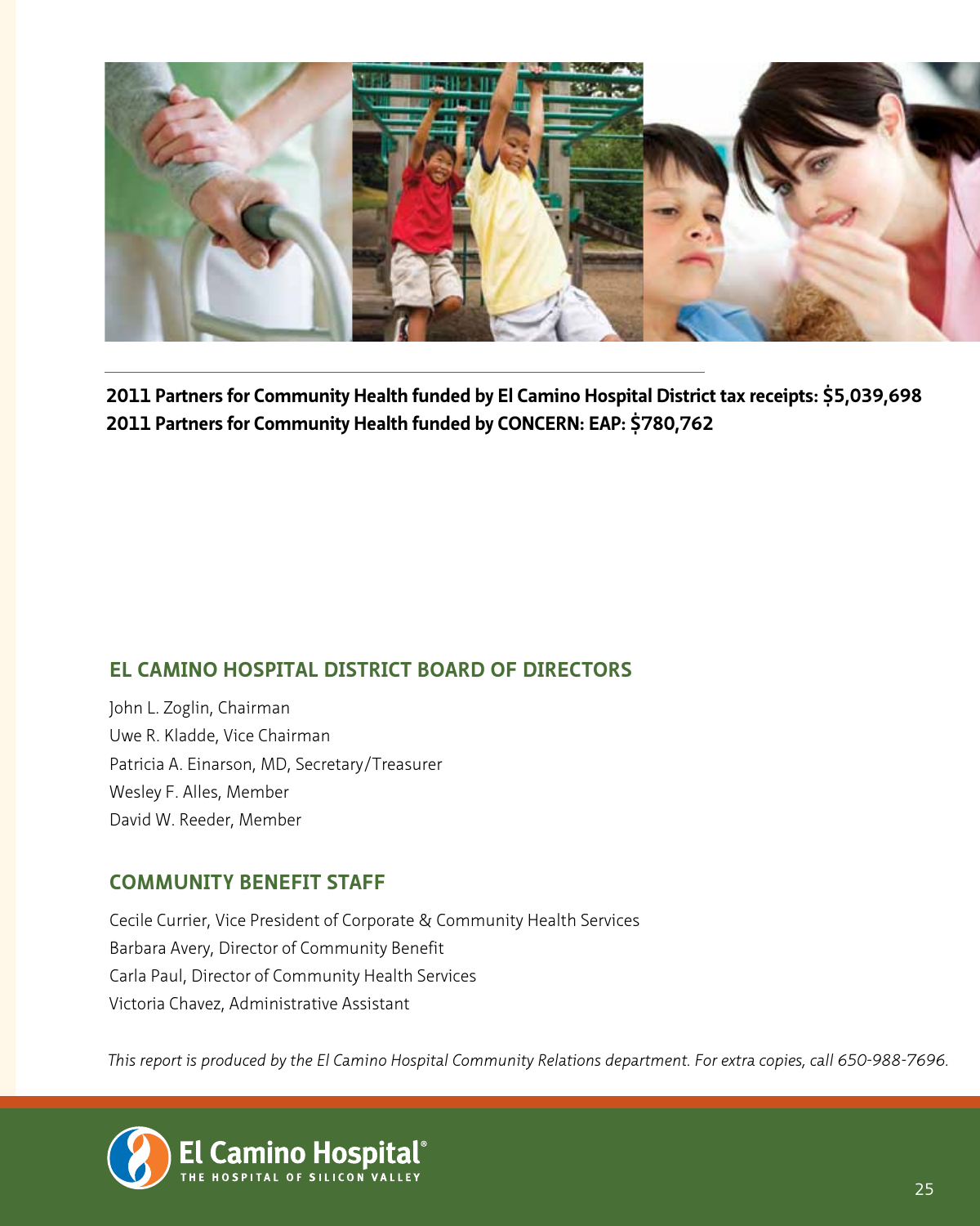**2011 Partners for Community Health funded by El Camino Hospital District tax receipts: $5,039,698**
**2011 Partners for Community Health funded by CONCERN: EAP: $780,762**

## EL CAMINO HOSPITAL DISTRICT BOARD OF DIRECTORS

John L. Zoglin, Chairman
Uwe R. Kladde, Vice Chairman
Patricia A. Einarson, MD, Secretary/Treasurer
Wesley F. Alles, Member
David W. Reeder, Member

## COMMUNITY BENEFIT STAFF

Cecile Currier, Vice President of Corporate & Community Health Services
Barbara Avery, Director of Community Benefit
Carla Paul, Director of Community Health Services
Victoria Chavez, Administrative Assistant

*This report is produced by the El Camino Hospital Community Relations department. For extra copies, call 650-988-7696.*

El Camino Hospital®
THE HOSPITAL OF SILICON VALLEY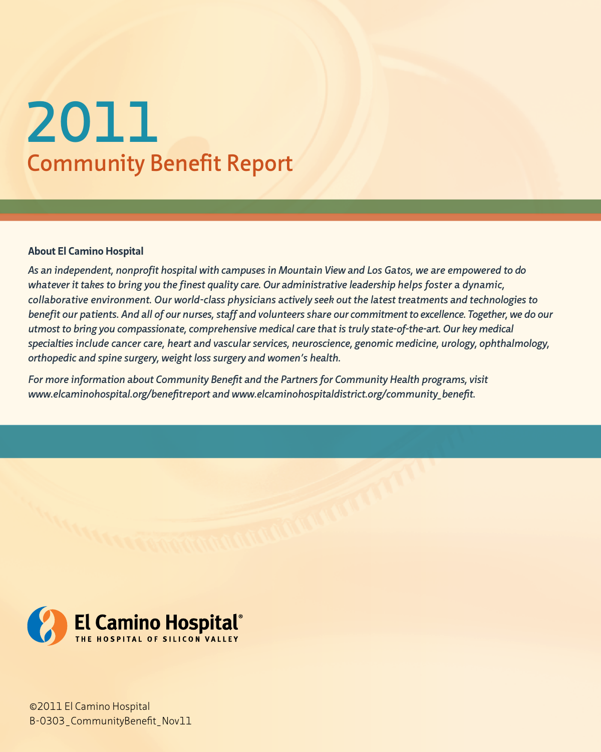# 2011

## Community Benefit Report

**About El Camino Hospital**

*As an independent, nonprofit hospital with campuses in Mountain View and Los Gatos, we are empowered to do whatever it takes to bring you the finest quality care. Our administrative leadership helps foster a dynamic, collaborative environment. Our world-class physicians actively seek out the latest treatments and technologies to benefit our patients. And all of our nurses, staff and volunteers share our commitment to excellence. Together, we do our utmost to bring you compassionate, comprehensive medical care that is truly state-of-the-art. Our key medical specialties include cancer care, heart and vascular services, neuroscience, genomic medicine, urology, ophthalmology, orthopedic and spine surgery, weight loss surgery and women's health.*

*For more information about Community Benefit and the Partners for Community Health programs, visit www.elcaminohospital.org/benefitreport and www.elcaminohospitaldistrict.org/community_benefit.*

**El Camino Hospital®**
THE HOSPITAL OF SILICON VALLEY

©2011 El Camino Hospital
B-0303_CommunityBenefit_Nov11